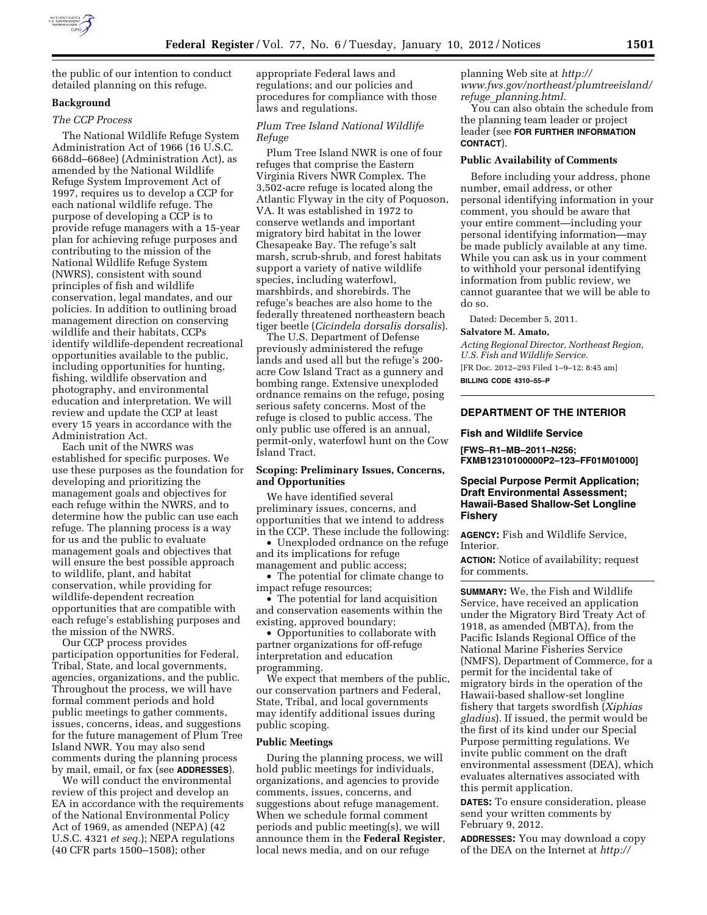the public of our intention to conduct detailed planning on this refuge.

## Background

### *The CCP Process*

The National Wildlife Refuge System Administration Act of 1966 (16 U.S.C. 668dd–668ee) (Administration Act), as amended by the National Wildlife Refuge System Improvement Act of 1997, requires us to develop a CCP for each national wildlife refuge. The purpose of developing a CCP is to provide refuge managers with a 15-year plan for achieving refuge purposes and contributing to the mission of the National Wildlife Refuge System (NWRS), consistent with sound principles of fish and wildlife conservation, legal mandates, and our policies. In addition to outlining broad management direction on conserving wildlife and their habitats, CCPs identify wildlife-dependent recreational opportunities available to the public, including opportunities for hunting, fishing, wildlife observation and photography, and environmental education and interpretation. We will review and update the CCP at least every 15 years in accordance with the Administration Act.

Each unit of the NWRS was established for specific purposes. We use these purposes as the foundation for developing and prioritizing the management goals and objectives for each refuge within the NWRS, and to determine how the public can use each refuge. The planning process is a way for us and the public to evaluate management goals and objectives that will ensure the best possible approach to wildlife, plant, and habitat conservation, while providing for wildlife-dependent recreation opportunities that are compatible with each refuge's establishing purposes and the mission of the NWRS.

Our CCP process provides participation opportunities for Federal, Tribal, State, and local governments, agencies, organizations, and the public. Throughout the process, we will have formal comment periods and hold public meetings to gather comments, issues, concerns, ideas, and suggestions for the future management of Plum Tree Island NWR. You may also send comments during the planning process by mail, email, or fax (see **ADDRESSES**).

We will conduct the environmental review of this project and develop an EA in accordance with the requirements of the National Environmental Policy Act of 1969, as amended (NEPA) (42 U.S.C. 4321 *et seq.*); NEPA regulations (40 CFR parts 1500–1508); other appropriate Federal laws and regulations; and our policies and procedures for compliance with those laws and regulations.

### *Plum Tree Island National Wildlife Refuge*

Plum Tree Island NWR is one of four refuges that comprise the Eastern Virginia Rivers NWR Complex. The 3,502-acre refuge is located along the Atlantic Flyway in the city of Poquoson, VA. It was established in 1972 to conserve wetlands and important migratory bird habitat in the lower Chesapeake Bay. The refuge's salt marsh, scrub-shrub, and forest habitats support a variety of native wildlife species, including waterfowl, marshbirds, and shorebirds. The refuge's beaches are also home to the federally threatened northeastern beach tiger beetle (*Cicindela dorsalis dorsalis*).

The U.S. Department of Defense previously administered the refuge lands and used all but the refuge's 200-acre Cow Island Tract as a gunnery and bombing range. Extensive unexploded ordnance remains on the refuge, posing serious safety concerns. Most of the refuge is closed to public access. The only public use offered is an annual, permit-only, waterfowl hunt on the Cow Island Tract.

## Scoping: Preliminary Issues, Concerns, and Opportunities

We have identified several preliminary issues, concerns, and opportunities that we intend to address in the CCP. These include the following:

- Unexploded ordnance on the refuge and its implications for refuge management and public access;
- The potential for climate change to impact refuge resources;
- The potential for land acquisition and conservation easements within the existing, approved boundary;
- Opportunities to collaborate with partner organizations for off-refuge interpretation and education programming.

We expect that members of the public, our conservation partners and Federal, State, Tribal, and local governments may identify additional issues during public scoping.

## Public Meetings

During the planning process, we will hold public meetings for individuals, organizations, and agencies to provide comments, issues, concerns, and suggestions about refuge management. When we schedule formal comment periods and public meeting(s), we will announce them in the **Federal Register**, local news media, and on our refuge planning Web site at *http://www.fws.gov/northeast/plumtreeisland/refuge_planning.html.*

You can also obtain the schedule from the planning team leader or project leader (see **FOR FURTHER INFORMATION CONTACT**).

## Public Availability of Comments

Before including your address, phone number, email address, or other personal identifying information in your comment, you should be aware that your entire comment—including your personal identifying information—may be made publicly available at any time. While you can ask us in your comment to withhold your personal identifying information from public review, we cannot guarantee that we will be able to do so.

Dated: December 5, 2011.

**Salvatore M. Amato,**

*Acting Regional Director, Northeast Region, U.S. Fish and Wildlife Service.*

[FR Doc. 2012–293 Filed 1–9–12; 8:45 am]

**BILLING CODE 4310–55–P**

---

# DEPARTMENT OF THE INTERIOR

## Fish and Wildlife Service

**[FWS–R1–MB–2011–N256; FXMB12310100000P2–123–FF01M01000]**

## Special Purpose Permit Application; Draft Environmental Assessment; Hawaii-Based Shallow-Set Longline Fishery

**AGENCY:** Fish and Wildlife Service, Interior.

**ACTION:** Notice of availability; request for comments.

**SUMMARY:** We, the Fish and Wildlife Service, have received an application under the Migratory Bird Treaty Act of 1918, as amended (MBTA), from the Pacific Islands Regional Office of the National Marine Fisheries Service (NMFS), Department of Commerce, for a permit for the incidental take of migratory birds in the operation of the Hawaii-based shallow-set longline fishery that targets swordfish (*Xiphias gladius*). If issued, the permit would be the first of its kind under our Special Purpose permitting regulations. We invite public comment on the draft environmental assessment (DEA), which evaluates alternatives associated with this permit application.

**DATES:** To ensure consideration, please send your written comments by February 9, 2012.

**ADDRESSES:** You may download a copy of the DEA on the Internet at *http://*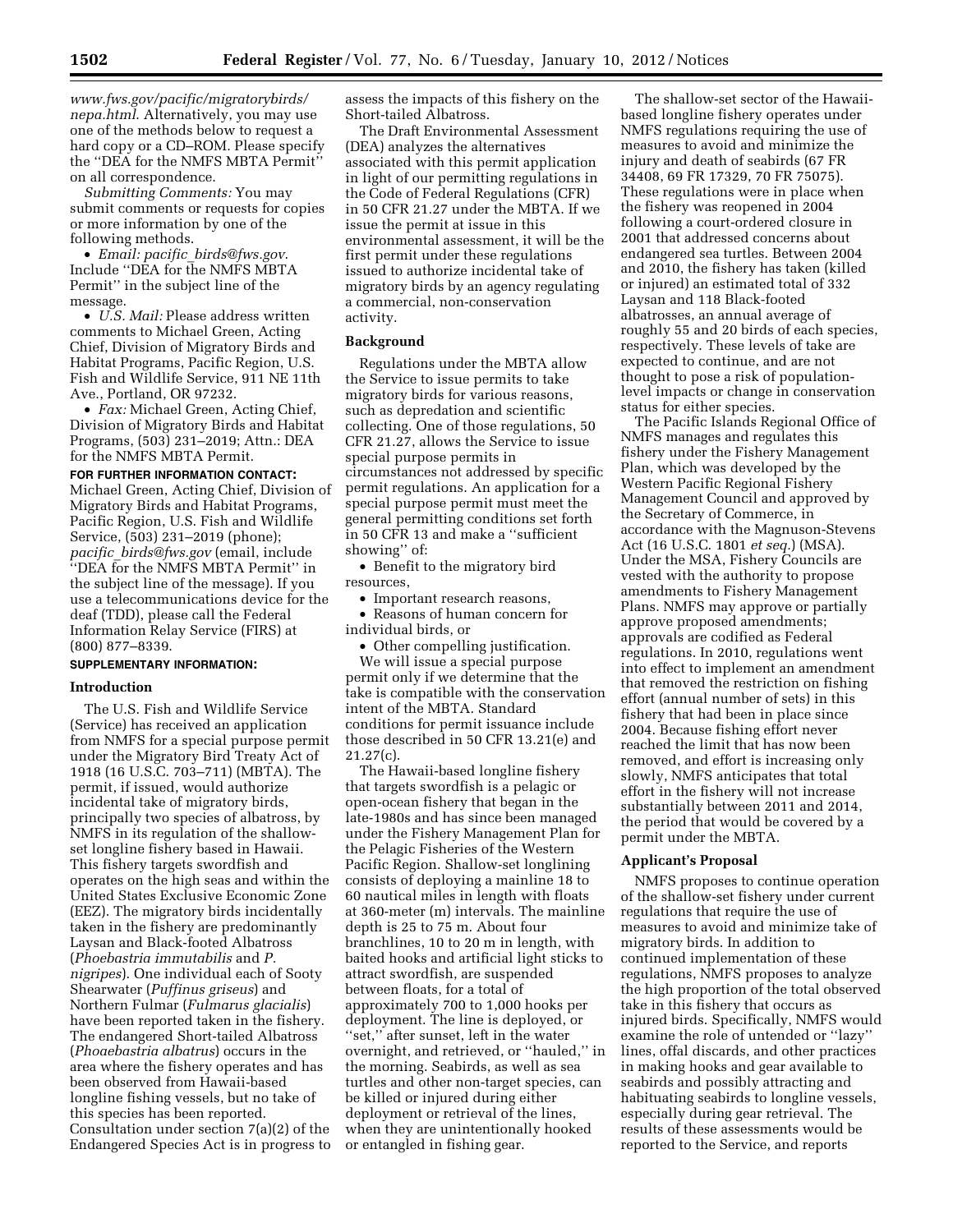*www.fws.gov/pacific/migratorybirds/nepa.html*. Alternatively, you may use one of the methods below to request a hard copy or a CD–ROM. Please specify the ''DEA for the NMFS MBTA Permit'' on all correspondence.

*Submitting Comments:* You may submit comments or requests for copies or more information by one of the following methods.

- *Email: pacific_birds@fws.gov*. Include ''DEA for the NMFS MBTA Permit'' in the subject line of the message.
- *U.S. Mail:* Please address written comments to Michael Green, Acting Chief, Division of Migratory Birds and Habitat Programs, Pacific Region, U.S. Fish and Wildlife Service, 911 NE 11th Ave., Portland, OR 97232.
- *Fax:* Michael Green, Acting Chief, Division of Migratory Birds and Habitat Programs, (503) 231–2019; Attn.: DEA for the NMFS MBTA Permit.

**FOR FURTHER INFORMATION CONTACT:** Michael Green, Acting Chief, Division of Migratory Birds and Habitat Programs, Pacific Region, U.S. Fish and Wildlife Service, (503) 231–2019 (phone); *pacific_birds@fws.gov* (email, include ''DEA for the NMFS MBTA Permit'' in the subject line of the message). If you use a telecommunications device for the deaf (TDD), please call the Federal Information Relay Service (FIRS) at (800) 877–8339.

**SUPPLEMENTARY INFORMATION:**

## Introduction

The U.S. Fish and Wildlife Service (Service) has received an application from NMFS for a special purpose permit under the Migratory Bird Treaty Act of 1918 (16 U.S.C. 703–711) (MBTA). The permit, if issued, would authorize incidental take of migratory birds, principally two species of albatross, by NMFS in its regulation of the shallow-set longline fishery based in Hawaii. This fishery targets swordfish and operates on the high seas and within the United States Exclusive Economic Zone (EEZ). The migratory birds incidentally taken in the fishery are predominantly Laysan and Black-footed Albatross (*Phoebastria immutabilis* and *P. nigripes*). One individual each of Sooty Shearwater (*Puffinus griseus*) and Northern Fulmar (*Fulmarus glacialis*) have been reported taken in the fishery. The endangered Short-tailed Albatross (*Phoaebastria albatrus*) occurs in the area where the fishery operates and has been observed from Hawaii-based longline fishing vessels, but no take of this species has been reported. Consultation under section 7(a)(2) of the Endangered Species Act is in progress to assess the impacts of this fishery on the Short-tailed Albatross.

The Draft Environmental Assessment (DEA) analyzes the alternatives associated with this permit application in light of our permitting regulations in the Code of Federal Regulations (CFR) in 50 CFR 21.27 under the MBTA. If we issue the permit at issue in this environmental assessment, it will be the first permit under these regulations issued to authorize incidental take of migratory birds by an agency regulating a commercial, non-conservation activity.

## Background

Regulations under the MBTA allow the Service to issue permits to take migratory birds for various reasons, such as depredation and scientific collecting. One of those regulations, 50 CFR 21.27, allows the Service to issue special purpose permits in circumstances not addressed by specific permit regulations. An application for a special purpose permit must meet the general permitting conditions set forth in 50 CFR 13 and make a ''sufficient showing'' of:

- Benefit to the migratory bird resources,
- Important research reasons,
- Reasons of human concern for individual birds, or
- Other compelling justification.

We will issue a special purpose permit only if we determine that the take is compatible with the conservation intent of the MBTA. Standard conditions for permit issuance include those described in 50 CFR 13.21(e) and 21.27(c).

The Hawaii-based longline fishery that targets swordfish is a pelagic or open-ocean fishery that began in the late-1980s and has since been managed under the Fishery Management Plan for the Pelagic Fisheries of the Western Pacific Region. Shallow-set longlining consists of deploying a mainline 18 to 60 nautical miles in length with floats at 360-meter (m) intervals. The mainline depth is 25 to 75 m. About four branchlines, 10 to 20 m in length, with baited hooks and artificial light sticks to attract swordfish, are suspended between floats, for a total of approximately 700 to 1,000 hooks per deployment. The line is deployed, or ''set,'' after sunset, left in the water overnight, and retrieved, or ''hauled,'' in the morning. Seabirds, as well as sea turtles and other non-target species, can be killed or injured during either deployment or retrieval of the lines, when they are unintentionally hooked or entangled in fishing gear.

The shallow-set sector of the Hawaii-based longline fishery operates under NMFS regulations requiring the use of measures to avoid and minimize the injury and death of seabirds (67 FR 34408, 69 FR 17329, 70 FR 75075). These regulations were in place when the fishery was reopened in 2004 following a court-ordered closure in 2001 that addressed concerns about endangered sea turtles. Between 2004 and 2010, the fishery has taken (killed or injured) an estimated total of 332 Laysan and 118 Black-footed albatrosses, an annual average of roughly 55 and 20 birds of each species, respectively. These levels of take are expected to continue, and are not thought to pose a risk of population-level impacts or change in conservation status for either species.

The Pacific Islands Regional Office of NMFS manages and regulates this fishery under the Fishery Management Plan, which was developed by the Western Pacific Regional Fishery Management Council and approved by the Secretary of Commerce, in accordance with the Magnuson-Stevens Act (16 U.S.C. 1801 *et seq.*) (MSA). Under the MSA, Fishery Councils are vested with the authority to propose amendments to Fishery Management Plans. NMFS may approve or partially approve proposed amendments; approvals are codified as Federal regulations. In 2010, regulations went into effect to implement an amendment that removed the restriction on fishing effort (annual number of sets) in this fishery that had been in place since 2004. Because fishing effort never reached the limit that has now been removed, and effort is increasing only slowly, NMFS anticipates that total effort in the fishery will not increase substantially between 2011 and 2014, the period that would be covered by a permit under the MBTA.

## Applicant's Proposal

NMFS proposes to continue operation of the shallow-set fishery under current regulations that require the use of measures to avoid and minimize take of migratory birds. In addition to continued implementation of these regulations, NMFS proposes to analyze the high proportion of the total observed take in this fishery that occurs as injured birds. Specifically, NMFS would examine the role of untended or ''lazy'' lines, offal discards, and other practices in making hooks and gear available to seabirds and possibly attracting and habituating seabirds to longline vessels, especially during gear retrieval. The results of these assessments would be reported to the Service, and reports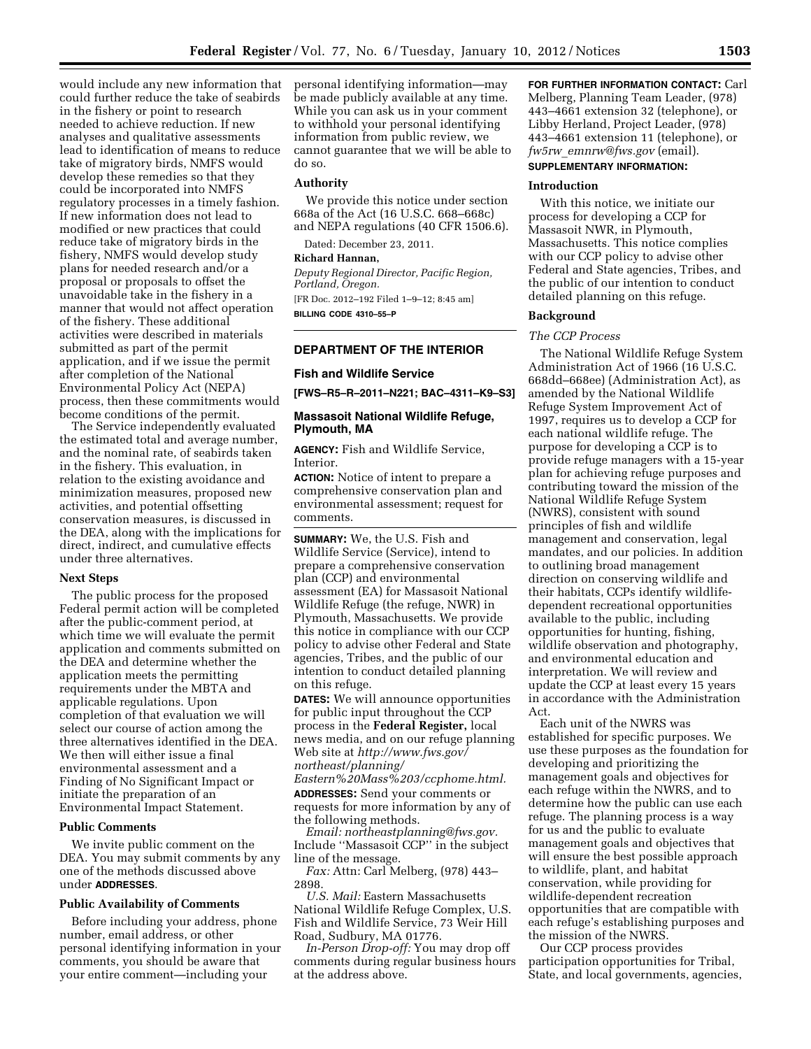would include any new information that could further reduce the take of seabirds in the fishery or point to research needed to achieve reduction. If new analyses and qualitative assessments lead to identification of means to reduce take of migratory birds, NMFS would develop these remedies so that they could be incorporated into NMFS regulatory processes in a timely fashion. If new information does not lead to modified or new practices that could reduce take of migratory birds in the fishery, NMFS would develop study plans for needed research and/or a proposal or proposals to offset the unavoidable take in the fishery in a manner that would not affect operation of the fishery. These additional activities were described in materials submitted as part of the permit application, and if we issue the permit after completion of the National Environmental Policy Act (NEPA) process, then these commitments would become conditions of the permit.

The Service independently evaluated the estimated total and average number, and the nominal rate, of seabirds taken in the fishery. This evaluation, in relation to the existing avoidance and minimization measures, proposed new activities, and potential offsetting conservation measures, is discussed in the DEA, along with the implications for direct, indirect, and cumulative effects under three alternatives.

### Next Steps

The public process for the proposed Federal permit action will be completed after the public-comment period, at which time we will evaluate the permit application and comments submitted on the DEA and determine whether the application meets the permitting requirements under the MBTA and applicable regulations. Upon completion of that evaluation we will select our course of action among the three alternatives identified in the DEA. We then will either issue a final environmental assessment and a Finding of No Significant Impact or initiate the preparation of an Environmental Impact Statement.

### Public Comments

We invite public comment on the DEA. You may submit comments by any one of the methods discussed above under **ADDRESSES**.

### Public Availability of Comments

Before including your address, phone number, email address, or other personal identifying information in your comments, you should be aware that your entire comment—including your personal identifying information—may be made publicly available at any time. While you can ask us in your comment to withhold your personal identifying information from public review, we cannot guarantee that we will be able to do so.

### Authority

We provide this notice under section 668a of the Act (16 U.S.C. 668–668c) and NEPA regulations (40 CFR 1506.6).

Dated: December 23, 2011.

**Richard Hannan,**

*Deputy Regional Director, Pacific Region, Portland, Oregon.*

[FR Doc. 2012–192 Filed 1–9–12; 8:45 am]

**BILLING CODE 4310–55–P**

---

## DEPARTMENT OF THE INTERIOR

### Fish and Wildlife Service

**[FWS–R5–R–2011–N221; BAC–4311–K9–S3]**

### Massasoit National Wildlife Refuge, Plymouth, MA

**AGENCY:** Fish and Wildlife Service, Interior.

**ACTION:** Notice of intent to prepare a comprehensive conservation plan and environmental assessment; request for comments.

**SUMMARY:** We, the U.S. Fish and Wildlife Service (Service), intend to prepare a comprehensive conservation plan (CCP) and environmental assessment (EA) for Massasoit National Wildlife Refuge (the refuge, NWR) in Plymouth, Massachusetts. We provide this notice in compliance with our CCP policy to advise other Federal and State agencies, Tribes, and the public of our intention to conduct detailed planning on this refuge.

**DATES:** We will announce opportunities for public input throughout the CCP process in the **Federal Register,** local news media, and on our refuge planning Web site at *http://www.fws.gov/northeast/planning/Eastern%20Mass%203/ccphome.html.*

**ADDRESSES:** Send your comments or requests for more information by any of the following methods.

*Email: northeastplanning@fws.gov.* Include "Massasoit CCP" in the subject line of the message.

*Fax:* Attn: Carl Melberg, (978) 443–2898.

*U.S. Mail:* Eastern Massachusetts National Wildlife Refuge Complex, U.S. Fish and Wildlife Service, 73 Weir Hill Road, Sudbury, MA 01776.

*In-Person Drop-off:* You may drop off comments during regular business hours at the address above.

**FOR FURTHER INFORMATION CONTACT:** Carl Melberg, Planning Team Leader, (978) 443–4661 extension 32 (telephone), or Libby Herland, Project Leader, (978) 443–4661 extension 11 (telephone), or *fw5rw_emnrw@fws.gov* (email).

**SUPPLEMENTARY INFORMATION:**

### Introduction

With this notice, we initiate our process for developing a CCP for Massasoit NWR, in Plymouth, Massachusetts. This notice complies with our CCP policy to advise other Federal and State agencies, Tribes, and the public of our intention to conduct detailed planning on this refuge.

### Background

*The CCP Process*

The National Wildlife Refuge System Administration Act of 1966 (16 U.S.C. 668dd–668ee) (Administration Act), as amended by the National Wildlife Refuge System Improvement Act of 1997, requires us to develop a CCP for each national wildlife refuge. The purpose for developing a CCP is to provide refuge managers with a 15-year plan for achieving refuge purposes and contributing toward the mission of the National Wildlife Refuge System (NWRS), consistent with sound principles of fish and wildlife management and conservation, legal mandates, and our policies. In addition to outlining broad management direction on conserving wildlife and their habitats, CCPs identify wildlife-dependent recreational opportunities available to the public, including opportunities for hunting, fishing, wildlife observation and photography, and environmental education and interpretation. We will review and update the CCP at least every 15 years in accordance with the Administration Act.

Each unit of the NWRS was established for specific purposes. We use these purposes as the foundation for developing and prioritizing the management goals and objectives for each refuge within the NWRS, and to determine how the public can use each refuge. The planning process is a way for us and the public to evaluate management goals and objectives that will ensure the best possible approach to wildlife, plant, and habitat conservation, while providing for wildlife-dependent recreation opportunities that are compatible with each refuge's establishing purposes and the mission of the NWRS.

Our CCP process provides participation opportunities for Tribal, State, and local governments, agencies,